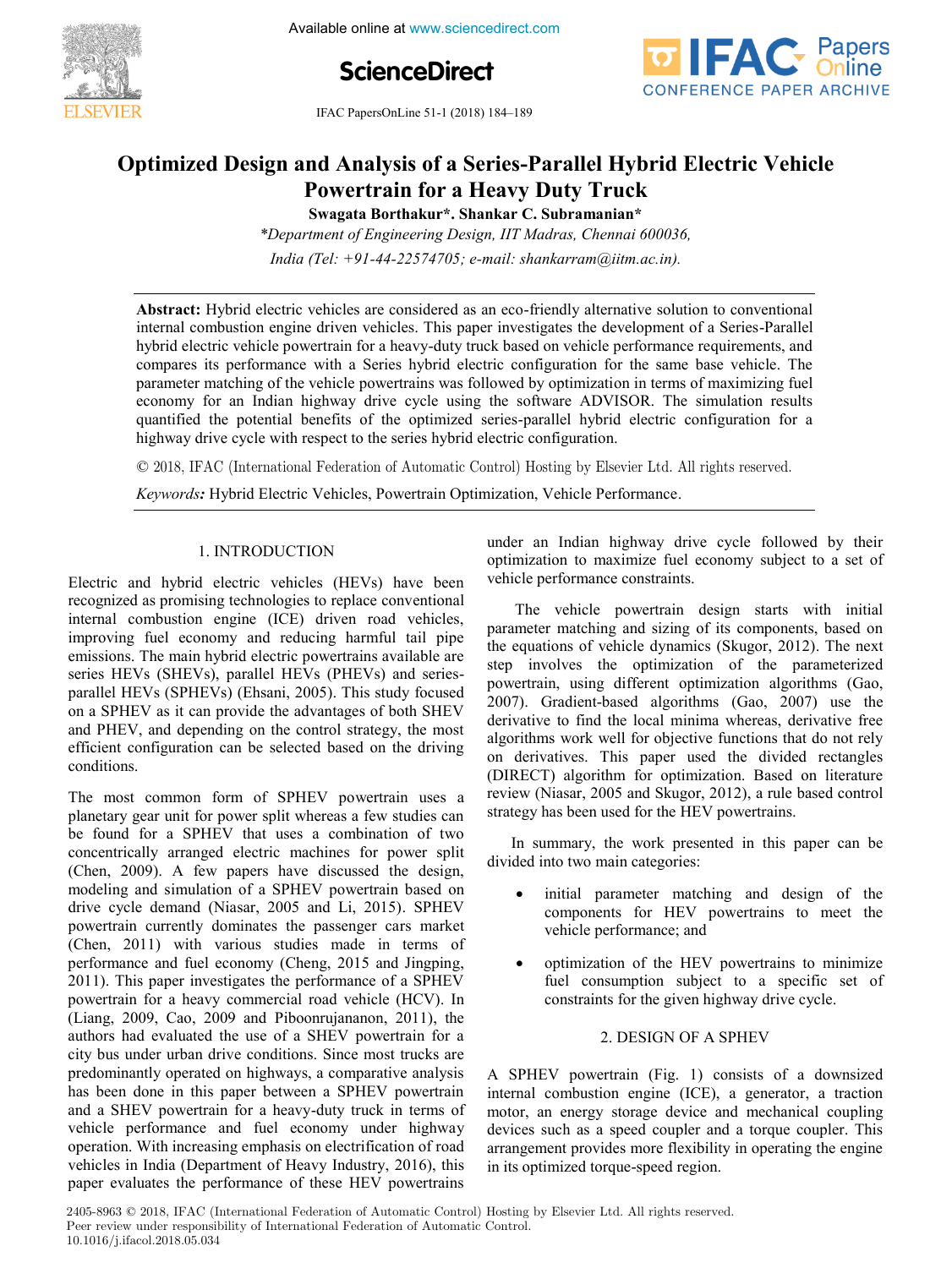# Optimized Design and Analysis of a Series-Parallel Hybrid Electric Vehicle Powertrain for a Heavy Duty Truck

**Swagata Borthakur\*. Shankar C. Subramanian\***

*\*Department of Engineering Design, IIT Madras, Chennai 600036, India (Tel: +91-44-22574705; e-mail: shankarram@iitm.ac.in).*

**Abstract:** Hybrid electric vehicles are considered as an eco-friendly alternative solution to conventional internal combustion engine driven vehicles. This paper investigates the development of a Series-Parallel hybrid electric vehicle powertrain for a heavy-duty truck based on vehicle performance requirements, and compares its performance with a Series hybrid electric configuration for the same base vehicle. The parameter matching of the vehicle powertrains was followed by optimization in terms of maximizing fuel economy for an Indian highway drive cycle using the software ADVISOR. The simulation results quantified the potential benefits of the optimized series-parallel hybrid electric configuration for a highway drive cycle with respect to the series hybrid electric configuration.

© 2018, IFAC (International Federation of Automatic Control) Hosting by Elsevier Ltd. All rights reserved.

***Keywords:*** Hybrid Electric Vehicles, Powertrain Optimization, Vehicle Performance.

## 1. INTRODUCTION

Electric and hybrid electric vehicles (HEVs) have been recognized as promising technologies to replace conventional internal combustion engine (ICE) driven road vehicles, improving fuel economy and reducing harmful tail pipe emissions. The main hybrid electric powertrains available are series HEVs (SHEVs), parallel HEVs (PHEVs) and series-parallel HEVs (SPHEVs) (Ehsani, 2005). This study focused on a SPHEV as it can provide the advantages of both SHEV and PHEV, and depending on the control strategy, the most efficient configuration can be selected based on the driving conditions.

The most common form of SPHEV powertrain uses a planetary gear unit for power split whereas a few studies can be found for a SPHEV that uses a combination of two concentrically arranged electric machines for power split (Chen, 2009). A few papers have discussed the design, modeling and simulation of a SPHEV powertrain based on drive cycle demand (Niasar, 2005 and Li, 2015). SPHEV powertrain currently dominates the passenger cars market (Chen, 2011) with various studies made in terms of performance and fuel economy (Cheng, 2015 and Jingping, 2011). This paper investigates the performance of a SPHEV powertrain for a heavy commercial road vehicle (HCV). In (Liang, 2009, Cao, 2009 and Piboonrujananon, 2011), the authors had evaluated the use of a SHEV powertrain for a city bus under urban drive conditions. Since most trucks are predominantly operated on highways, a comparative analysis has been done in this paper between a SPHEV powertrain and a SHEV powertrain for a heavy-duty truck in terms of vehicle performance and fuel economy under highway operation. With increasing emphasis on electrification of road vehicles in India (Department of Heavy Industry, 2016), this paper evaluates the performance of these HEV powertrains under an Indian highway drive cycle followed by their optimization to maximize fuel economy subject to a set of vehicle performance constraints.

The vehicle powertrain design starts with initial parameter matching and sizing of its components, based on the equations of vehicle dynamics (Skugor, 2012). The next step involves the optimization of the parameterized powertrain, using different optimization algorithms (Gao, 2007). Gradient-based algorithms (Gao, 2007) use the derivative to find the local minima whereas, derivative free algorithms work well for objective functions that do not rely on derivatives. This paper used the divided rectangles (DIRECT) algorithm for optimization. Based on literature review (Niasar, 2005 and Skugor, 2012), a rule based control strategy has been used for the HEV powertrains.

In summary, the work presented in this paper can be divided into two main categories:

- initial parameter matching and design of the components for HEV powertrains to meet the vehicle performance; and
- optimization of the HEV powertrains to minimize fuel consumption subject to a specific set of constraints for the given highway drive cycle.

## 2. DESIGN OF A SPHEV

A SPHEV powertrain (Fig. 1) consists of a downsized internal combustion engine (ICE), a generator, a traction motor, an energy storage device and mechanical coupling devices such as a speed coupler and a torque coupler. This arrangement provides more flexibility in operating the engine in its optimized torque-speed region.

2405-8963 © 2018, IFAC (International Federation of Automatic Control) Hosting by Elsevier Ltd. All rights reserved.
Peer review under responsibility of International Federation of Automatic Control.
10.1016/j.ifacol.2018.05.034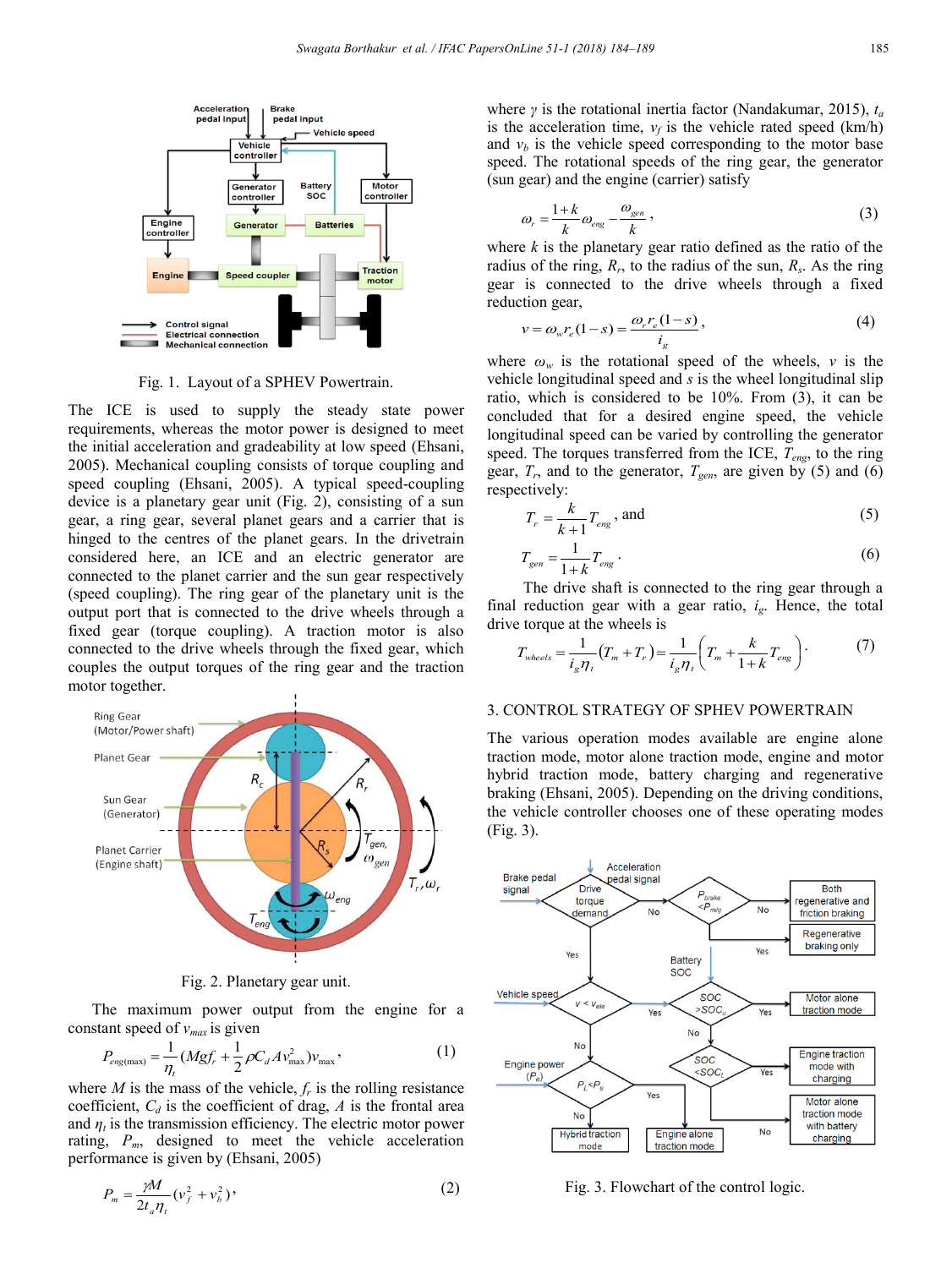Fig. 1. Layout of a SPHEV Powertrain.

The ICE is used to supply the steady state power requirements, whereas the motor power is designed to meet the initial acceleration and gradeability at low speed (Ehsani, 2005). Mechanical coupling consists of torque coupling and speed coupling (Ehsani, 2005). A typical speed-coupling device is a planetary gear unit (Fig. 2), consisting of a sun gear, a ring gear, several planet gears and a carrier that is hinged to the centres of the planet gears. In the drivetrain considered here, an ICE and an electric generator are connected to the planet carrier and the sun gear respectively (speed coupling). The ring gear of the planetary unit is the output port that is connected to the drive wheels through a fixed gear (torque coupling). A traction motor is also connected to the drive wheels through the fixed gear, which couples the output torques of the ring gear and the traction motor together.

Fig. 2. Planetary gear unit.

The maximum power output from the engine for a constant speed of $v_{max}$ is given

$$P_{eng(\max)} = \frac{1}{\eta_t}(Mgf_r + \frac{1}{2}\rho C_d A v_{\max}^2)v_{\max}, \tag{1}$$

where $M$ is the mass of the vehicle, $f_r$ is the rolling resistance coefficient, $C_d$ is the coefficient of drag, $A$ is the frontal area and $\eta_t$ is the transmission efficiency. The electric motor power rating, $P_m$, designed to meet the vehicle acceleration performance is given by (Ehsani, 2005)

$$P_m = \frac{\gamma M}{2t_a\eta_t}(v_f^2 + v_b^2), \tag{2}$$

where $\gamma$ is the rotational inertia factor (Nandakumar, 2015), $t_a$ is the acceleration time, $v_f$ is the vehicle rated speed (km/h) and $v_b$ is the vehicle speed corresponding to the motor base speed. The rotational speeds of the ring gear, the generator (sun gear) and the engine (carrier) satisfy

$$\omega_r = \frac{1+k}{k}\omega_{eng} - \frac{\omega_{gen}}{k}, \tag{3}$$

where $k$ is the planetary gear ratio defined as the ratio of the radius of the ring, $R_r$, to the radius of the sun, $R_s$. As the ring gear is connected to the drive wheels through a fixed reduction gear,

$$v = \omega_w r_e(1-s) = \frac{\omega_r r_e(1-s)}{i_g}, \tag{4}$$

where $\omega_w$ is the rotational speed of the wheels, $v$ is the vehicle longitudinal speed and $s$ is the wheel longitudinal slip ratio, which is considered to be 10%. From (3), it can be concluded that for a desired engine speed, the vehicle longitudinal speed can be varied by controlling the generator speed. The torques transferred from the ICE, $T_{eng}$, to the ring gear, $T_r$, and to the generator, $T_{gen}$, are given by (5) and (6) respectively:

$$T_r = \frac{k}{k+1}T_{eng}, \text{ and} \tag{5}$$

$$T_{gen} = \frac{1}{1+k}T_{eng}. \tag{6}$$

The drive shaft is connected to the ring gear through a final reduction gear with a gear ratio, $i_g$. Hence, the total drive torque at the wheels is

$$T_{wheels} = \frac{1}{i_g\eta_t}(T_m + T_r) = \frac{1}{i_g\eta_t}\left(T_m + \frac{k}{1+k}T_{eng}\right). \tag{7}$$

## 3. CONTROL STRATEGY OF SPHEV POWERTRAIN

The various operation modes available are engine alone traction mode, motor alone traction mode, engine and motor hybrid traction mode, battery charging and regenerative braking (Ehsani, 2005). Depending on the driving conditions, the vehicle controller chooses one of these operating modes (Fig. 3).

Fig. 3. Flowchart of the control logic.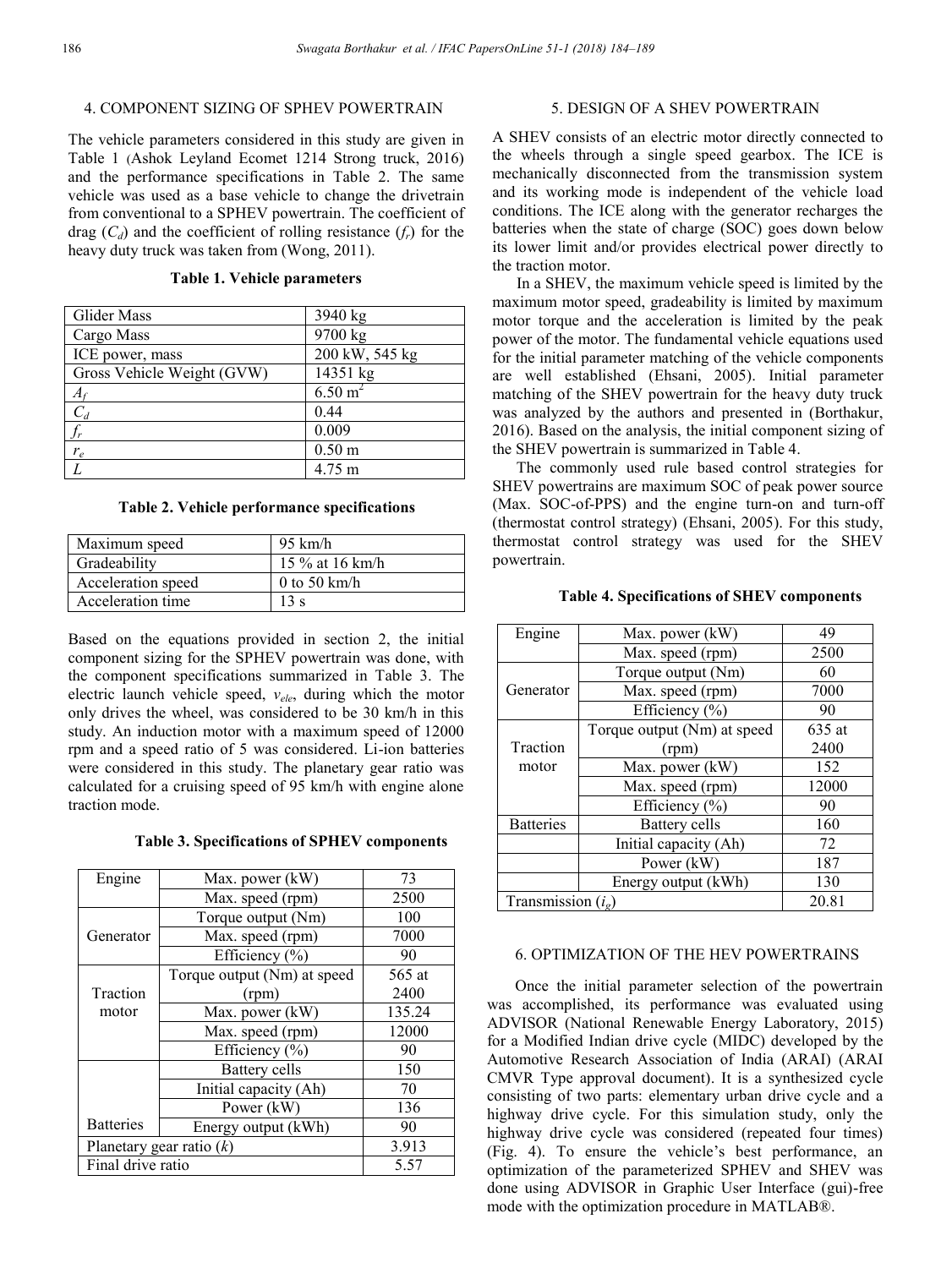## 4. COMPONENT SIZING OF SPHEV POWERTRAIN

The vehicle parameters considered in this study are given in Table 1 (Ashok Leyland Ecomet 1214 Strong truck, 2016) and the performance specifications in Table 2. The same vehicle was used as a base vehicle to change the drivetrain from conventional to a SPHEV powertrain. The coefficient of drag ($C_d$) and the coefficient of rolling resistance ($f_r$) for the heavy duty truck was taken from (Wong, 2011).

**Table 1. Vehicle parameters**

| | |
|---|---|
| Glider Mass | 3940 kg |
| Cargo Mass | 9700 kg |
| ICE power, mass | 200 kW, 545 kg |
| Gross Vehicle Weight (GVW) | 14351 kg |
| $A_f$ | 6.50 $m^2$ |
| $C_d$ | 0.44 |
| $f_r$ | 0.009 |
| $r_e$ | 0.50 m |
| $L$ | 4.75 m |

**Table 2. Vehicle performance specifications**

| | |
|---|---|
| Maximum speed | 95 km/h |
| Gradeability | 15 % at 16 km/h |
| Acceleration speed | 0 to 50 km/h |
| Acceleration time | 13 s |

Based on the equations provided in section 2, the initial component sizing for the SPHEV powertrain was done, with the component specifications summarized in Table 3. The electric launch vehicle speed, $v_{ele}$, during which the motor only drives the wheel, was considered to be 30 km/h in this study. An induction motor with a maximum speed of 12000 rpm and a speed ratio of 5 was considered. Li-ion batteries were considered in this study. The planetary gear ratio was calculated for a cruising speed of 95 km/h with engine alone traction mode.

**Table 3. Specifications of SPHEV components**

| | | |
|---|---|---|
| Engine | Max. power (kW) | 73 |
| | Max. speed (rpm) | 2500 |
| Generator | Torque output (Nm) | 100 |
| | Max. speed (rpm) | 7000 |
| | Efficiency (%) | 90 |
| Traction motor | Torque output (Nm) at speed (rpm) | 565 at 2400 |
| | Max. power (kW) | 135.24 |
| | Max. speed (rpm) | 12000 |
| | Efficiency (%) | 90 |
| Batteries | Battery cells | 150 |
| | Initial capacity (Ah) | 70 |
| | Power (kW) | 136 |
| | Energy output (kWh) | 90 |
| Planetary gear ratio ($k$) | | 3.913 |
| Final drive ratio | | 5.57 |

## 5. DESIGN OF A SHEV POWERTRAIN

A SHEV consists of an electric motor directly connected to the wheels through a single speed gearbox. The ICE is mechanically disconnected from the transmission system and its working mode is independent of the vehicle load conditions. The ICE along with the generator recharges the batteries when the state of charge (SOC) goes down below its lower limit and/or provides electrical power directly to the traction motor.

In a SHEV, the maximum vehicle speed is limited by the maximum motor speed, gradeability is limited by maximum motor torque and the acceleration is limited by the peak power of the motor. The fundamental vehicle equations used for the initial parameter matching of the vehicle components are well established (Ehsani, 2005). Initial parameter matching of the SHEV powertrain for the heavy duty truck was analyzed by the authors and presented in (Borthakur, 2016). Based on the analysis, the initial component sizing of the SHEV powertrain is summarized in Table 4.

The commonly used rule based control strategies for SHEV powertrains are maximum SOC of peak power source (Max. SOC-of-PPS) and the engine turn-on and turn-off (thermostat control strategy) (Ehsani, 2005). For this study, thermostat control strategy was used for the SHEV powertrain.

**Table 4. Specifications of SHEV components**

| | | |
|---|---|---|
| Engine | Max. power (kW) | 49 |
| | Max. speed (rpm) | 2500 |
| Generator | Torque output (Nm) | 60 |
| | Max. speed (rpm) | 7000 |
| | Efficiency (%) | 90 |
| Traction motor | Torque output (Nm) at speed (rpm) | 635 at 2400 |
| | Max. power (kW) | 152 |
| | Max. speed (rpm) | 12000 |
| | Efficiency (%) | 90 |
| Batteries | Battery cells | 160 |
| | Initial capacity (Ah) | 72 |
| | Power (kW) | 187 |
| | Energy output (kWh) | 130 |
| Transmission ($i_g$) | | 20.81 |

## 6. OPTIMIZATION OF THE HEV POWERTRAINS

Once the initial parameter selection of the powertrain was accomplished, its performance was evaluated using ADVISOR (National Renewable Energy Laboratory, 2015) for a Modified Indian drive cycle (MIDC) developed by the Automotive Research Association of India (ARAI) (ARAI CMVR Type approval document). It is a synthesized cycle consisting of two parts: elementary urban drive cycle and a highway drive cycle. For this simulation study, only the highway drive cycle was considered (repeated four times) (Fig. 4). To ensure the vehicle's best performance, an optimization of the parameterized SPHEV and SHEV was done using ADVISOR in Graphic User Interface (gui)-free mode with the optimization procedure in MATLAB®.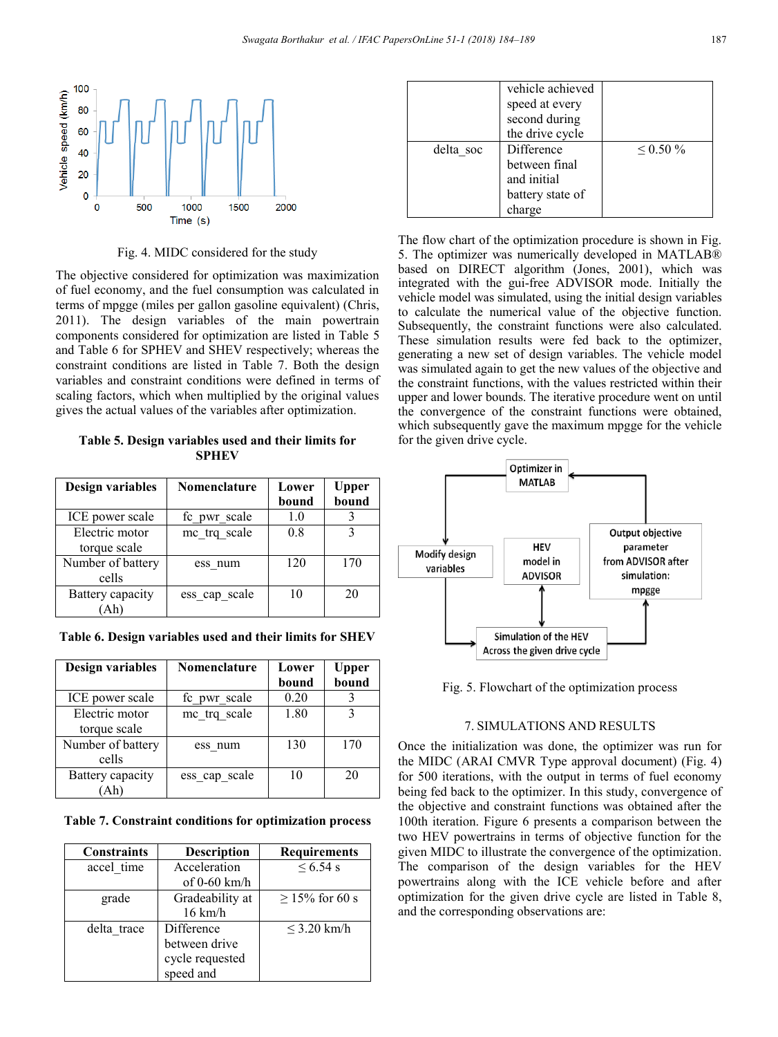Fig. 4. MIDC considered for the study

The objective considered for optimization was maximization of fuel economy, and the fuel consumption was calculated in terms of mpgge (miles per gallon gasoline equivalent) (Chris, 2011). The design variables of the main powertrain components considered for optimization are listed in Table 5 and Table 6 for SPHEV and SHEV respectively; whereas the constraint conditions are listed in Table 7. Both the design variables and constraint conditions were defined in terms of scaling factors, which when multiplied by the original values gives the actual values of the variables after optimization.

**Table 5. Design variables used and their limits for SPHEV**

| Design variables | Nomenclature | Lower bound | Upper bound |
|---|---|---|---|
| ICE power scale | fc_pwr_scale | 1.0 | 3 |
| Electric motor torque scale | mc_trq_scale | 0.8 | 3 |
| Number of battery cells | ess_num | 120 | 170 |
| Battery capacity (Ah) | ess_cap_scale | 10 | 20 |

**Table 6. Design variables used and their limits for SHEV**

| Design variables | Nomenclature | Lower bound | Upper bound |
|---|---|---|---|
| ICE power scale | fc_pwr_scale | 0.20 | 3 |
| Electric motor torque scale | mc_trq_scale | 1.80 | 3 |
| Number of battery cells | ess_num | 130 | 170 |
| Battery capacity (Ah) | ess_cap_scale | 10 | 20 |

**Table 7. Constraint conditions for optimization process**

| Constraints | Description | Requirements |
|---|---|---|
| accel_time | Acceleration of 0-60 km/h | ≤ 6.54 s |
| grade | Gradeability at 16 km/h | ≥ 15% for 60 s |
| delta_trace | Difference between drive cycle requested speed and vehicle achieved speed at every second during the drive cycle | ≤ 3.20 km/h |
| delta_soc | Difference between final and initial battery state of charge | ≤ 0.50 % |

The flow chart of the optimization procedure is shown in Fig. 5. The optimizer was numerically developed in MATLAB® based on DIRECT algorithm (Jones, 2001), which was integrated with the gui-free ADVISOR mode. Initially the vehicle model was simulated, using the initial design variables to calculate the numerical value of the objective function. Subsequently, the constraint functions were also calculated. These simulation results were fed back to the optimizer, generating a new set of design variables. The vehicle model was simulated again to get the new values of the objective and the constraint functions, with the values restricted within their upper and lower bounds. The iterative procedure went on until the convergence of the constraint functions were obtained, which subsequently gave the maximum mpgge for the vehicle for the given drive cycle.

Fig. 5. Flowchart of the optimization process

## 7. SIMULATIONS AND RESULTS

Once the initialization was done, the optimizer was run for the MIDC (ARAI CMVR Type approval document) (Fig. 4) for 500 iterations, with the output in terms of fuel economy being fed back to the optimizer. In this study, convergence of the objective and constraint functions was obtained after the 100th iteration. Figure 6 presents a comparison between the two HEV powertrains in terms of objective function for the given MIDC to illustrate the convergence of the optimization. The comparison of the design variables for the HEV powertrains along with the ICE vehicle before and after optimization for the given drive cycle are listed in Table 8, and the corresponding observations are: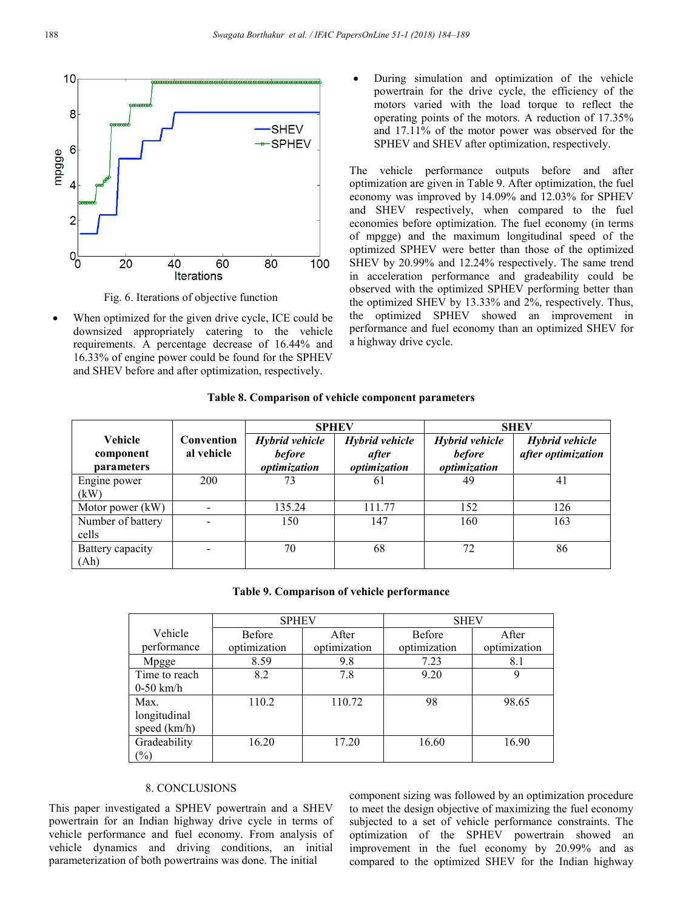Fig. 6. Iterations of objective function

- When optimized for the given drive cycle, ICE could be downsized appropriately catering to the vehicle requirements. A percentage decrease of 16.44% and 16.33% of engine power could be found for the SPHEV and SHEV before and after optimization, respectively.

- During simulation and optimization of the vehicle powertrain for the drive cycle, the efficiency of the motors varied with the load torque to reflect the operating points of the motors. A reduction of 17.35% and 17.11% of the motor power was observed for the SPHEV and SHEV after optimization, respectively.

The vehicle performance outputs before and after optimization are given in Table 9. After optimization, the fuel economy was improved by 14.09% and 12.03% for SPHEV and SHEV respectively, when compared to the fuel economies before optimization. The fuel economy (in terms of mpgge) and the maximum longitudinal speed of the optimized SPHEV were better than those of the optimized SHEV by 20.99% and 12.24% respectively. The same trend in acceleration performance and gradeability could be observed with the optimized SPHEV performing better than the optimized SHEV by 13.33% and 2%, respectively. Thus, the optimized SPHEV showed an improvement in performance and fuel economy than an optimized SHEV for a highway drive cycle.

**Table 8. Comparison of vehicle component parameters**

| **Vehicle component parameters** | **Conventional vehicle** | **SPHEV** | | **SHEV** | |
|---|---|---|---|---|---|
| | | ***Hybrid vehicle before optimization*** | ***Hybrid vehicle after optimization*** | ***Hybrid vehicle before optimization*** | ***Hybrid vehicle after optimization*** |
| Engine power (kW) | 200 | 73 | 61 | 49 | 41 |
| Motor power (kW) | - | 135.24 | 111.77 | 152 | 126 |
| Number of battery cells | - | 150 | 147 | 160 | 163 |
| Battery capacity (Ah) | - | 70 | 68 | 72 | 86 |

**Table 9. Comparison of vehicle performance**

| Vehicle performance | SPHEV | | SHEV | |
|---|---|---|---|---|
| | Before optimization | After optimization | Before optimization | After optimization |
| Mpgge | 8.59 | 9.8 | 7.23 | 8.1 |
| Time to reach 0-50 km/h | 8.2 | 7.8 | 9.20 | 9 |
| Max. longitudinal speed (km/h) | 110.2 | 110.72 | 98 | 98.65 |
| Gradeability (%) | 16.20 | 17.20 | 16.60 | 16.90 |

## 8. CONCLUSIONS

This paper investigated a SPHEV powertrain and a SHEV powertrain for an Indian highway drive cycle in terms of vehicle performance and fuel economy. From analysis of vehicle dynamics and driving conditions, an initial parameterization of both powertrains was done. The initial component sizing was followed by an optimization procedure to meet the design objective of maximizing the fuel economy subjected to a set of vehicle performance constraints. The optimization of the SPHEV powertrain showed an improvement in the fuel economy by 20.99% and as compared to the optimized SHEV for the Indian highway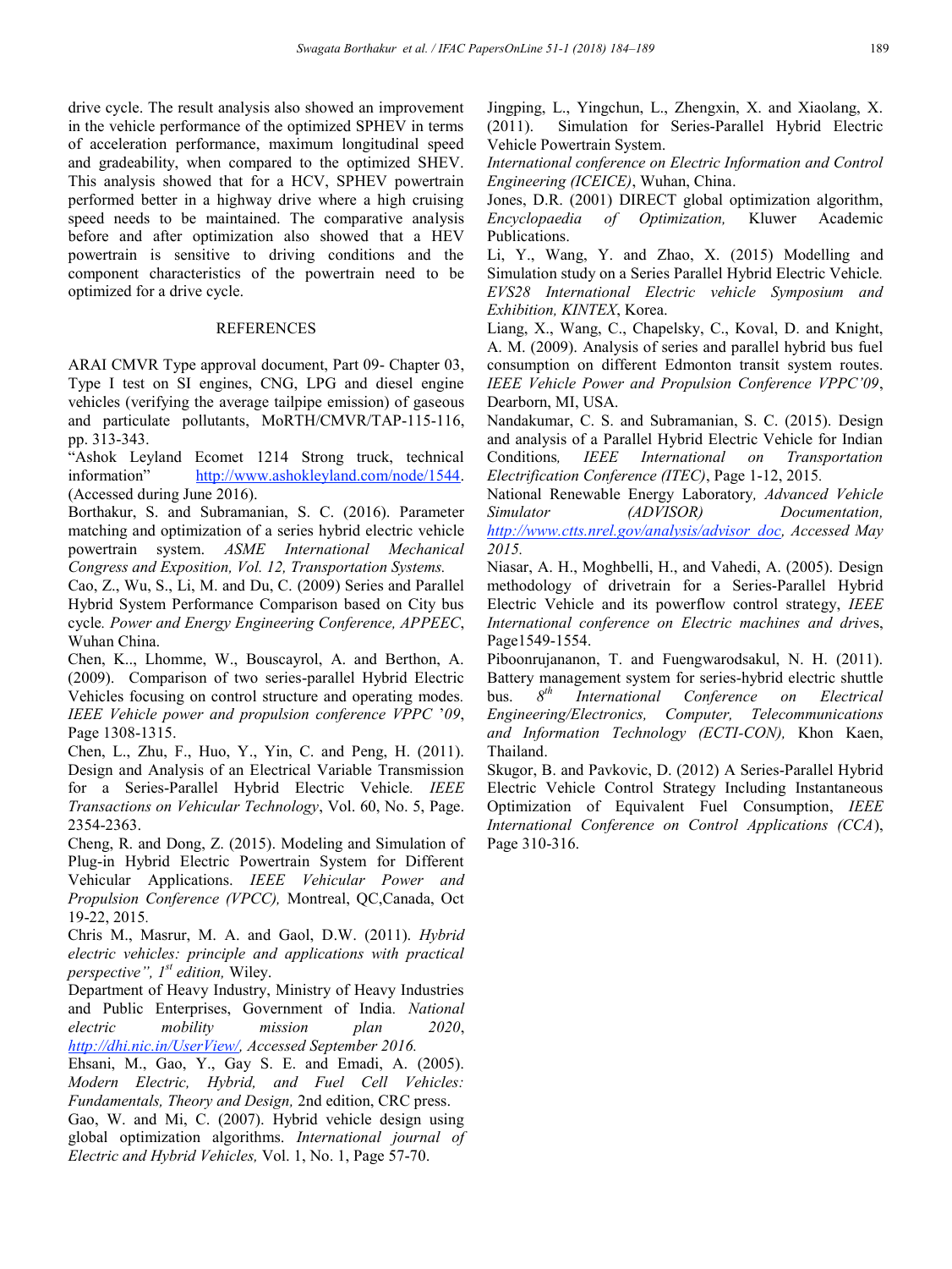drive cycle. The result analysis also showed an improvement in the vehicle performance of the optimized SPHEV in terms of acceleration performance, maximum longitudinal speed and gradeability, when compared to the optimized SHEV. This analysis showed that for a HCV, SPHEV powertrain performed better in a highway drive where a high cruising speed needs to be maintained. The comparative analysis before and after optimization also showed that a HEV powertrain is sensitive to driving conditions and the component characteristics of the powertrain need to be optimized for a drive cycle.

## REFERENCES

ARAI CMVR Type approval document, Part 09- Chapter 03, Type I test on SI engines, CNG, LPG and diesel engine vehicles (verifying the average tailpipe emission) of gaseous and particulate pollutants, MoRTH/CMVR/TAP-115-116, pp. 313-343.

"Ashok Leyland Ecomet 1214 Strong truck, technical information" http://www.ashokleyland.com/node/1544. (Accessed during June 2016).

Borthakur, S. and Subramanian, S. C. (2016). Parameter matching and optimization of a series hybrid electric vehicle powertrain system. *ASME International Mechanical Congress and Exposition, Vol. 12, Transportation Systems.*

Cao, Z., Wu, S., Li, M. and Du, C. (2009) Series and Parallel Hybrid System Performance Comparison based on City bus cycle. *Power and Energy Engineering Conference, APPEEC*, Wuhan China.

Chen, K.., Lhomme, W., Bouscayrol, A. and Berthon, A. (2009). Comparison of two series-parallel Hybrid Electric Vehicles focusing on control structure and operating modes. *IEEE Vehicle power and propulsion conference VPPC '09*, Page 1308-1315.

Chen, L., Zhu, F., Huo, Y., Yin, C. and Peng, H. (2011). Design and Analysis of an Electrical Variable Transmission for a Series-Parallel Hybrid Electric Vehicle. *IEEE Transactions on Vehicular Technology*, Vol. 60, No. 5, Page. 2354-2363.

Cheng, R. and Dong, Z. (2015). Modeling and Simulation of Plug-in Hybrid Electric Powertrain System for Different Vehicular Applications. *IEEE Vehicular Power and Propulsion Conference (VPCC),* Montreal, QC,Canada, Oct 19-22, 2015.

Chris M., Masrur, M. A. and Gaol, D.W. (2011). *Hybrid electric vehicles: principle and applications with practical perspective", 1st edition,* Wiley.

Department of Heavy Industry, Ministry of Heavy Industries and Public Enterprises, Government of India. *National electric mobility mission plan 2020*, *http://dhi.nic.in/UserView/, Accessed September 2016.*

Ehsani, M., Gao, Y., Gay S. E. and Emadi, A. (2005). *Modern Electric, Hybrid, and Fuel Cell Vehicles: Fundamentals, Theory and Design,* 2nd edition, CRC press.

Gao, W. and Mi, C. (2007). Hybrid vehicle design using global optimization algorithms. *International journal of Electric and Hybrid Vehicles,* Vol. 1, No. 1, Page 57-70.

Jingping, L., Yingchun, L., Zhengxin, X. and Xiaolang, X. (2011). Simulation for Series-Parallel Hybrid Electric Vehicle Powertrain System.
*International conference on Electric Information and Control Engineering (ICEICE)*, Wuhan, China.

Jones, D.R. (2001) DIRECT global optimization algorithm, *Encyclopaedia of Optimization,* Kluwer Academic Publications.

Li, Y., Wang, Y. and Zhao, X. (2015) Modelling and Simulation study on a Series Parallel Hybrid Electric Vehicle. *EVS28 International Electric vehicle Symposium and Exhibition, KINTEX*, Korea.

Liang, X., Wang, C., Chapelsky, C., Koval, D. and Knight, A. M. (2009). Analysis of series and parallel hybrid bus fuel consumption on different Edmonton transit system routes. *IEEE Vehicle Power and Propulsion Conference VPPC'09*, Dearborn, MI, USA.

Nandakumar, C. S. and Subramanian, S. C. (2015). Design and analysis of a Parallel Hybrid Electric Vehicle for Indian Conditions*, IEEE International on Transportation Electrification Conference (ITEC)*, Page 1-12, 2015.

National Renewable Energy Laboratory*, Advanced Vehicle Simulator (ADVISOR) Documentation, http://www.ctts.nrel.gov/analysis/advisor_doc, Accessed May 2015.*

Niasar, A. H., Moghbelli, H., and Vahedi, A. (2005). Design methodology of drivetrain for a Series-Parallel Hybrid Electric Vehicle and its powerflow control strategy, *IEEE International conference on Electric machines and drives*, Page1549-1554.

Piboonrujananon, T. and Fuengwarodsakul, N. H. (2011). Battery management system for series-hybrid electric shuttle bus. *8th International Conference on Electrical Engineering/Electronics, Computer, Telecommunications and Information Technology (ECTI-CON),* Khon Kaen, Thailand.

Skugor, B. and Pavkovic, D. (2012) A Series-Parallel Hybrid Electric Vehicle Control Strategy Including Instantaneous Optimization of Equivalent Fuel Consumption, *IEEE International Conference on Control Applications (CCA*), Page 310-316.